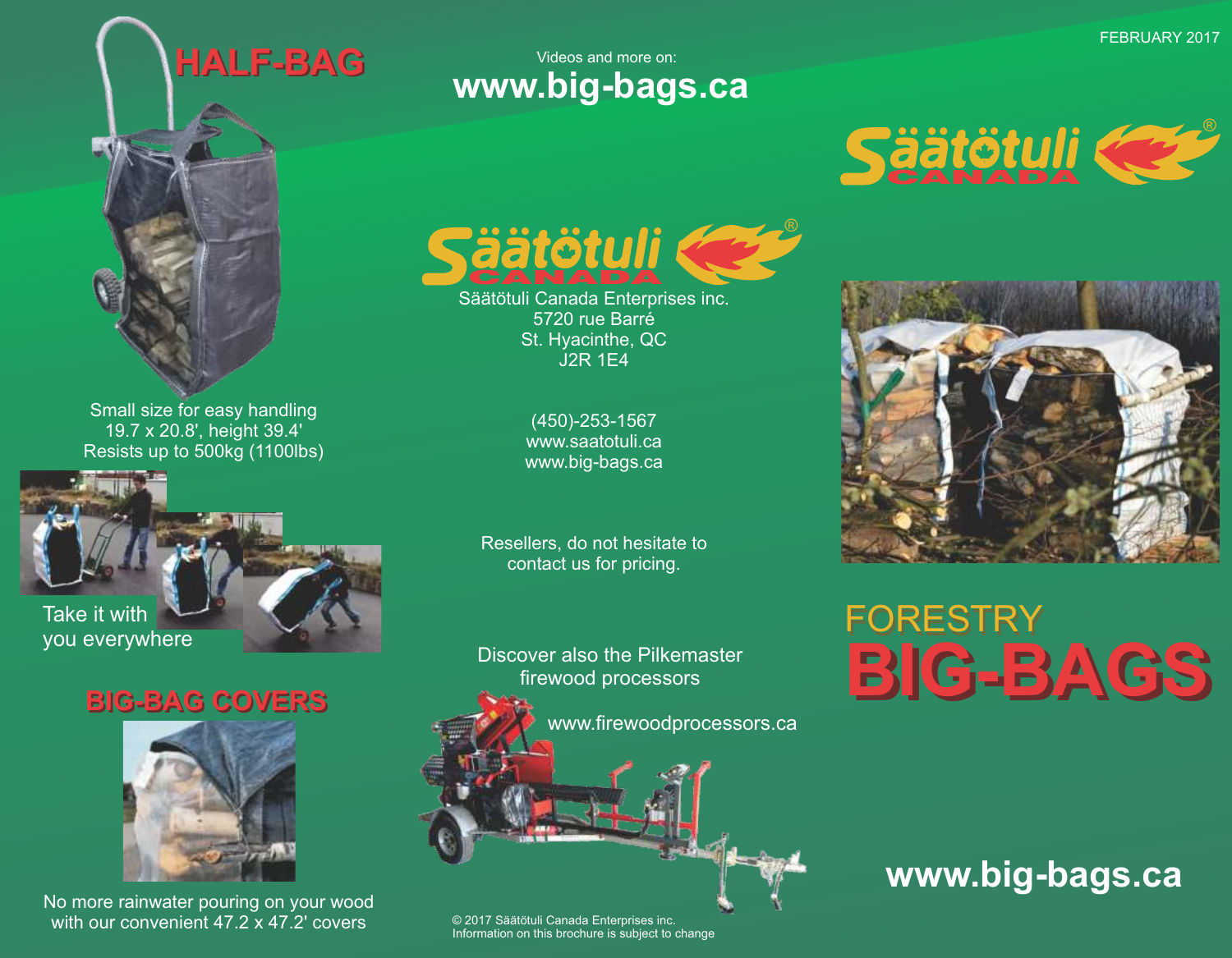FEBRUARY 2017

# FORESTRY BIG-BAGS

Säätötuli CANADA

www.big-bags.ca

## HALF-BAG

Small size for easy handling
19.7 x 20.8', height 39.4'
Resists up to 500kg (1100lbs)

Take it with you everywhere

## BIG-BAG COVERS

No more rainwater pouring on your wood with our convenient 47.2 x 47.2' covers

Videos and more on:
**www.big-bags.ca**

Säätötuli CANADA

Säätötuli Canada Enterprises inc.
5720 rue Barré
St. Hyacinthe, QC
J2R 1E4

(450)-253-1567
www.saatotuli.ca
www.big-bags.ca

Resellers, do not hesitate to contact us for pricing.

Discover also the Pilkemaster firewood processors

www.firewoodprocessors.ca

© 2017 Säätötuli Canada Enterprises inc.
Information on this brochure is subject to change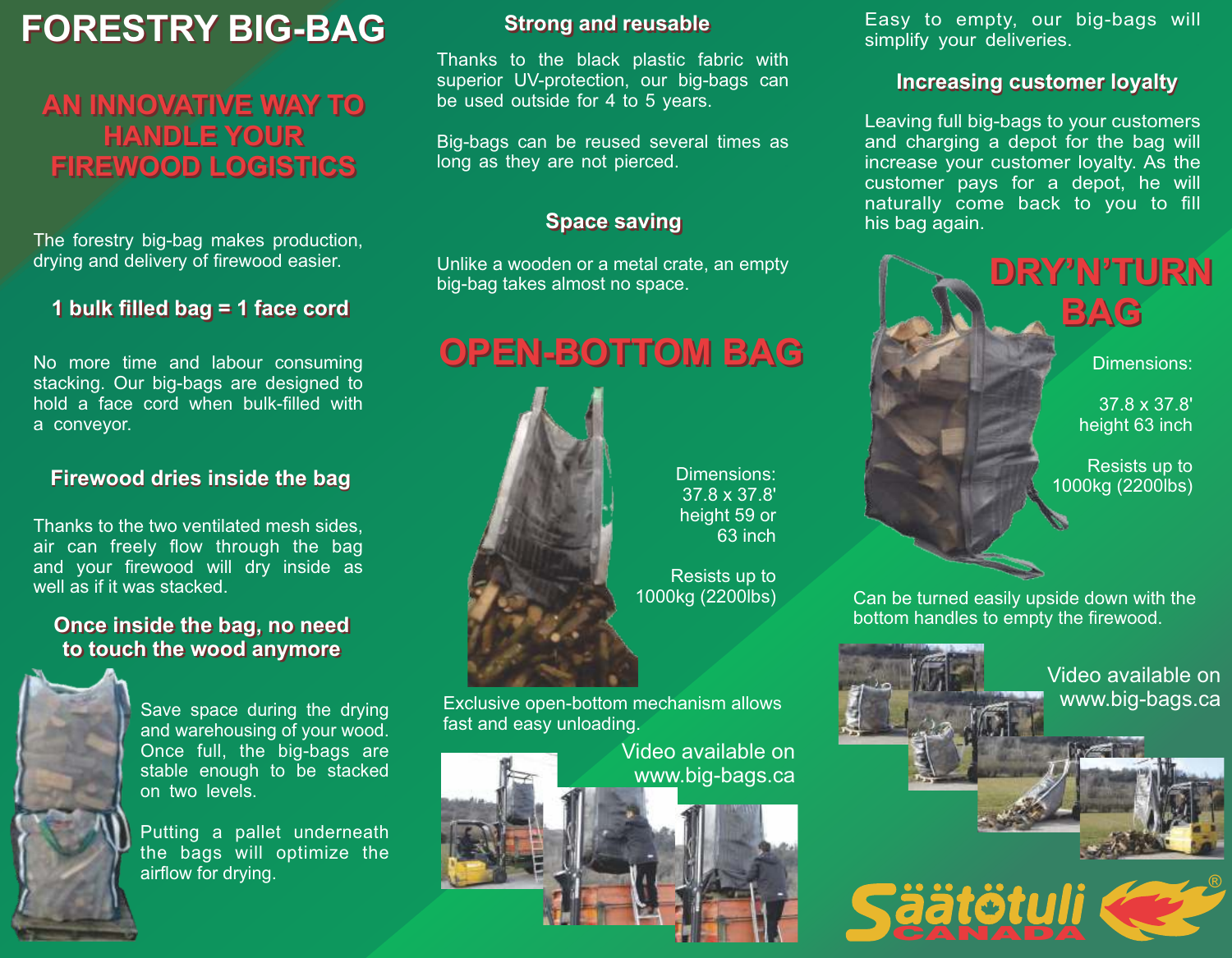# FORESTRY BIG-BAG

## AN INNOVATIVE WAY TO HANDLE YOUR FIREWOOD LOGISTICS

The forestry big-bag makes production, drying and delivery of firewood easier.

### 1 bulk filled bag = 1 face cord

No more time and labour consuming stacking. Our big-bags are designed to hold a face cord when bulk-filled with a conveyor.

### Firewood dries inside the bag

Thanks to the two ventilated mesh sides, air can freely flow through the bag and your firewood will dry inside as well as if it was stacked.

### Once inside the bag, no need to touch the wood anymore

Save space during the drying and warehousing of your wood. Once full, the big-bags are stable enough to be stacked on two levels.

Putting a pallet underneath the bags will optimize the airflow for drying.

### Strong and reusable

Thanks to the black plastic fabric with superior UV-protection, our big-bags can be used outside for 4 to 5 years.

Big-bags can be reused several times as long as they are not pierced.

### Space saving

Unlike a wooden or a metal crate, an empty big-bag takes almost no space.

## OPEN-BOTTOM BAG

Dimensions:
37.8 x 37.8'
height 59 or 63 inch

Resists up to 1000kg (2200lbs)

Exclusive open-bottom mechanism allows fast and easy unloading.

Video available on www.big-bags.ca

Easy to empty, our big-bags will simplify your deliveries.

### Increasing customer loyalty

Leaving full big-bags to your customers and charging a depot for the bag will increase your customer loyalty. As the customer pays for a depot, he will naturally come back to you to fill his bag again.

## DRY'N'TURN BAG

Dimensions:

37.8 x 37.8'
height 63 inch

Resists up to 1000kg (2200lbs)

Can be turned easily upside down with the bottom handles to empty the firewood.

Video available on www.big-bags.ca

Säätötuli CANADA®